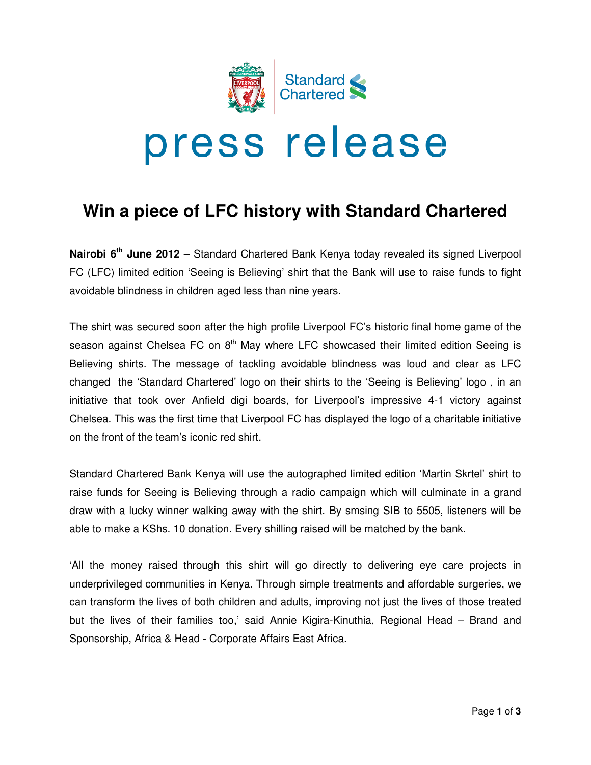press release

# Win a piece of LFC history with Standard Chartered

**Nairobi 6th June 2012** – Standard Chartered Bank Kenya today revealed its signed Liverpool FC (LFC) limited edition 'Seeing is Believing' shirt that the Bank will use to raise funds to fight avoidable blindness in children aged less than nine years.

The shirt was secured soon after the high profile Liverpool FC's historic final home game of the season against Chelsea FC on 8th May where LFC showcased their limited edition Seeing is Believing shirts. The message of tackling avoidable blindness was loud and clear as LFC changed the 'Standard Chartered' logo on their shirts to the 'Seeing is Believing' logo , in an initiative that took over Anfield digi boards, for Liverpool's impressive 4-1 victory against Chelsea. This was the first time that Liverpool FC has displayed the logo of a charitable initiative on the front of the team's iconic red shirt.

Standard Chartered Bank Kenya will use the autographed limited edition 'Martin Skrtel' shirt to raise funds for Seeing is Believing through a radio campaign which will culminate in a grand draw with a lucky winner walking away with the shirt. By smsing SIB to 5505, listeners will be able to make a KShs. 10 donation. Every shilling raised will be matched by the bank.

'All the money raised through this shirt will go directly to delivering eye care projects in underprivileged communities in Kenya. Through simple treatments and affordable surgeries, we can transform the lives of both children and adults, improving not just the lives of those treated but the lives of their families too,' said Annie Kigira-Kinuthia, Regional Head – Brand and Sponsorship, Africa & Head - Corporate Affairs East Africa.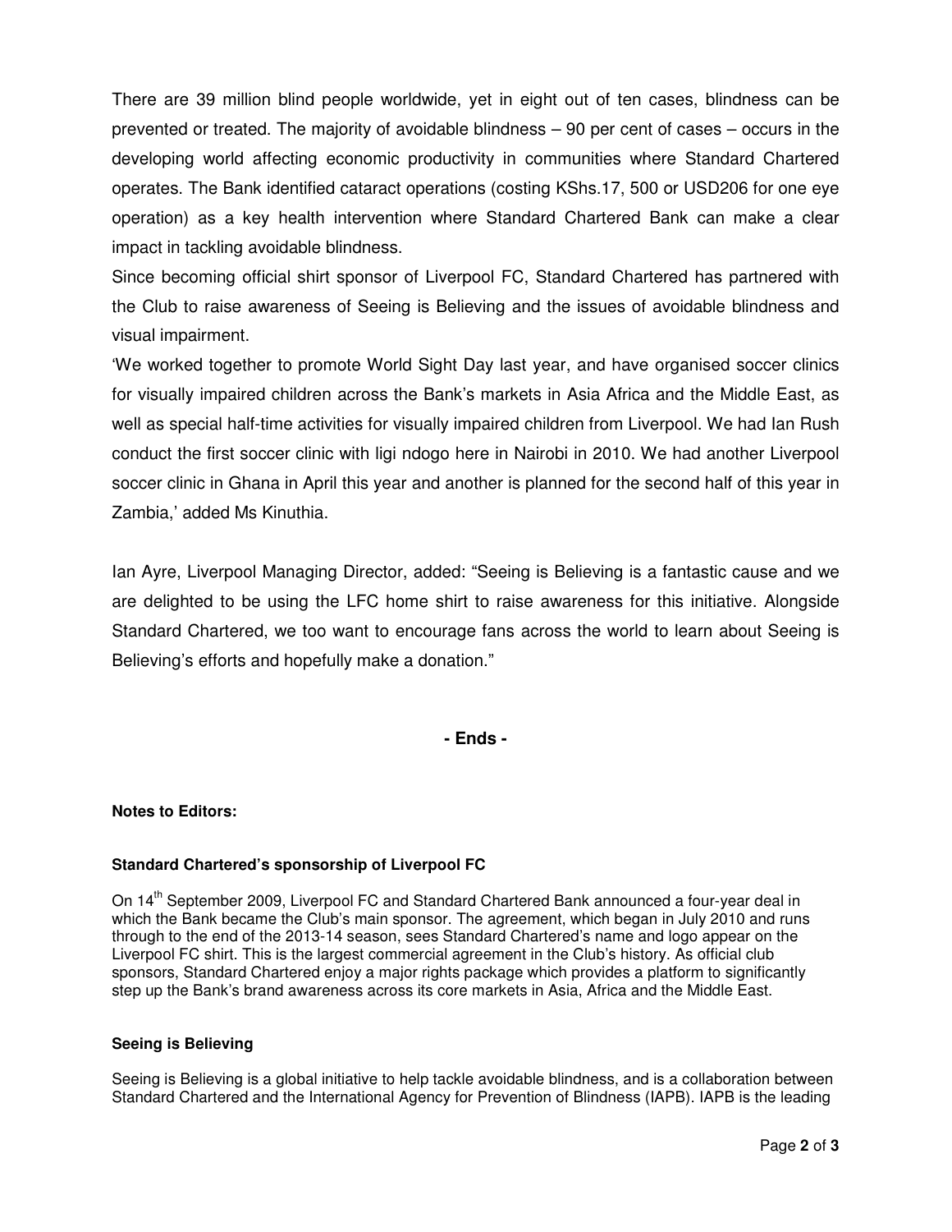There are 39 million blind people worldwide, yet in eight out of ten cases, blindness can be prevented or treated. The majority of avoidable blindness – 90 per cent of cases – occurs in the developing world affecting economic productivity in communities where Standard Chartered operates. The Bank identified cataract operations (costing KShs.17, 500 or USD206 for one eye operation) as a key health intervention where Standard Chartered Bank can make a clear impact in tackling avoidable blindness.

Since becoming official shirt sponsor of Liverpool FC, Standard Chartered has partnered with the Club to raise awareness of Seeing is Believing and the issues of avoidable blindness and visual impairment.

'We worked together to promote World Sight Day last year, and have organised soccer clinics for visually impaired children across the Bank's markets in Asia Africa and the Middle East, as well as special half-time activities for visually impaired children from Liverpool. We had Ian Rush conduct the first soccer clinic with ligi ndogo here in Nairobi in 2010. We had another Liverpool soccer clinic in Ghana in April this year and another is planned for the second half of this year in Zambia,' added Ms Kinuthia.

Ian Ayre, Liverpool Managing Director, added: "Seeing is Believing is a fantastic cause and we are delighted to be using the LFC home shirt to raise awareness for this initiative. Alongside Standard Chartered, we too want to encourage fans across the world to learn about Seeing is Believing's efforts and hopefully make a donation."

**- Ends -**

**Notes to Editors:**

**Standard Chartered's sponsorship of Liverpool FC**

On 14th September 2009, Liverpool FC and Standard Chartered Bank announced a four-year deal in which the Bank became the Club's main sponsor. The agreement, which began in July 2010 and runs through to the end of the 2013-14 season, sees Standard Chartered's name and logo appear on the Liverpool FC shirt. This is the largest commercial agreement in the Club's history. As official club sponsors, Standard Chartered enjoy a major rights package which provides a platform to significantly step up the Bank's brand awareness across its core markets in Asia, Africa and the Middle East.

**Seeing is Believing**

Seeing is Believing is a global initiative to help tackle avoidable blindness, and is a collaboration between Standard Chartered and the International Agency for Prevention of Blindness (IAPB). IAPB is the leading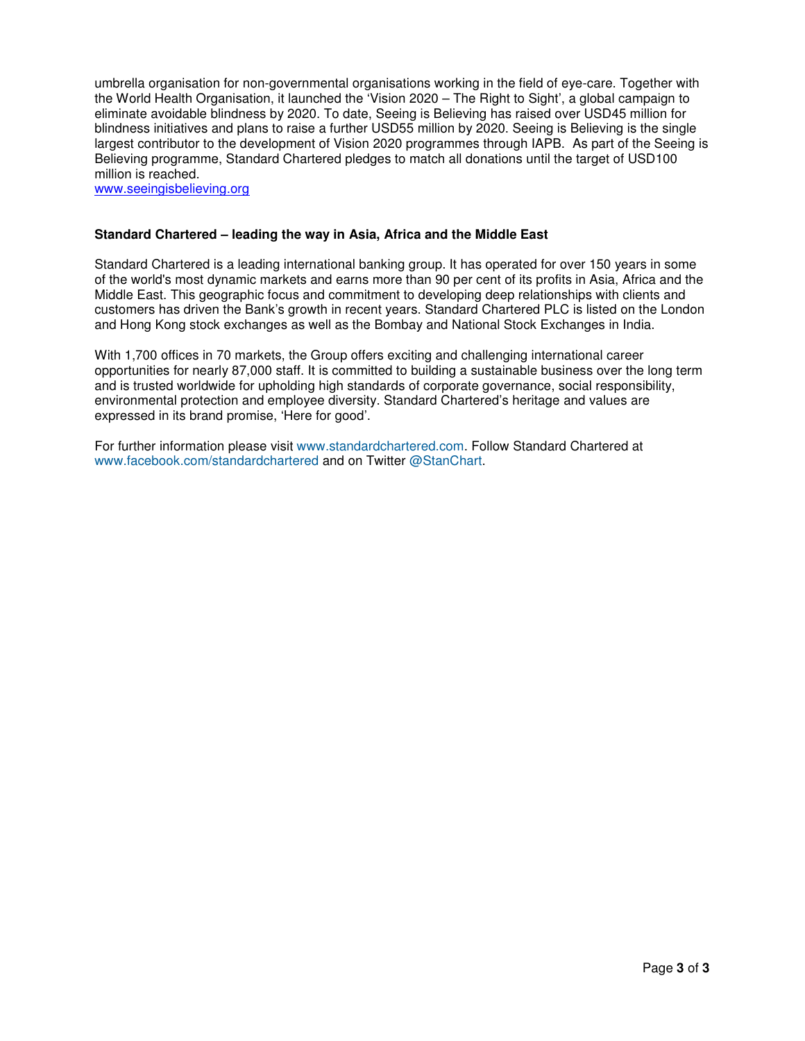umbrella organisation for non-governmental organisations working in the field of eye-care. Together with the World Health Organisation, it launched the 'Vision 2020 – The Right to Sight', a global campaign to eliminate avoidable blindness by 2020. To date, Seeing is Believing has raised over USD45 million for blindness initiatives and plans to raise a further USD55 million by 2020. Seeing is Believing is the single largest contributor to the development of Vision 2020 programmes through IAPB. As part of the Seeing is Believing programme, Standard Chartered pledges to match all donations until the target of USD100 million is reached.
www.seeingisbelieving.org

**Standard Chartered – leading the way in Asia, Africa and the Middle East**

Standard Chartered is a leading international banking group. It has operated for over 150 years in some of the world's most dynamic markets and earns more than 90 per cent of its profits in Asia, Africa and the Middle East. This geographic focus and commitment to developing deep relationships with clients and customers has driven the Bank's growth in recent years. Standard Chartered PLC is listed on the London and Hong Kong stock exchanges as well as the Bombay and National Stock Exchanges in India.

With 1,700 offices in 70 markets, the Group offers exciting and challenging international career opportunities for nearly 87,000 staff. It is committed to building a sustainable business over the long term and is trusted worldwide for upholding high standards of corporate governance, social responsibility, environmental protection and employee diversity. Standard Chartered's heritage and values are expressed in its brand promise, 'Here for good'.

For further information please visit www.standardchartered.com. Follow Standard Chartered at www.facebook.com/standardchartered and on Twitter @StanChart.